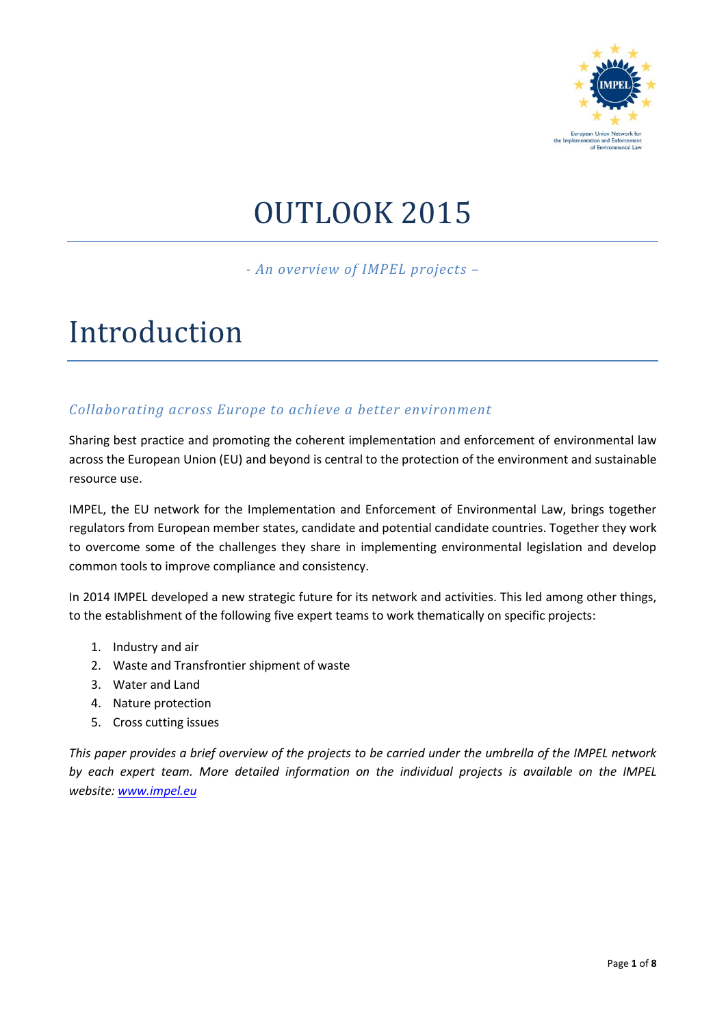# OUTLOOK 2015

*- An overview of IMPEL projects –*

# Introduction

## *Collaborating across Europe to achieve a better environment*

Sharing best practice and promoting the coherent implementation and enforcement of environmental law across the European Union (EU) and beyond is central to the protection of the environment and sustainable resource use.

IMPEL, the EU network for the Implementation and Enforcement of Environmental Law, brings together regulators from European member states, candidate and potential candidate countries. Together they work to overcome some of the challenges they share in implementing environmental legislation and develop common tools to improve compliance and consistency.

In 2014 IMPEL developed a new strategic future for its network and activities. This led among other things, to the establishment of the following five expert teams to work thematically on specific projects:

1. Industry and air
2. Waste and Transfrontier shipment of waste
3. Water and Land
4. Nature protection
5. Cross cutting issues

*This paper provides a brief overview of the projects to be carried under the umbrella of the IMPEL network by each expert team. More detailed information on the individual projects is available on the IMPEL website: [www.impel.eu](http://www.impel.eu)*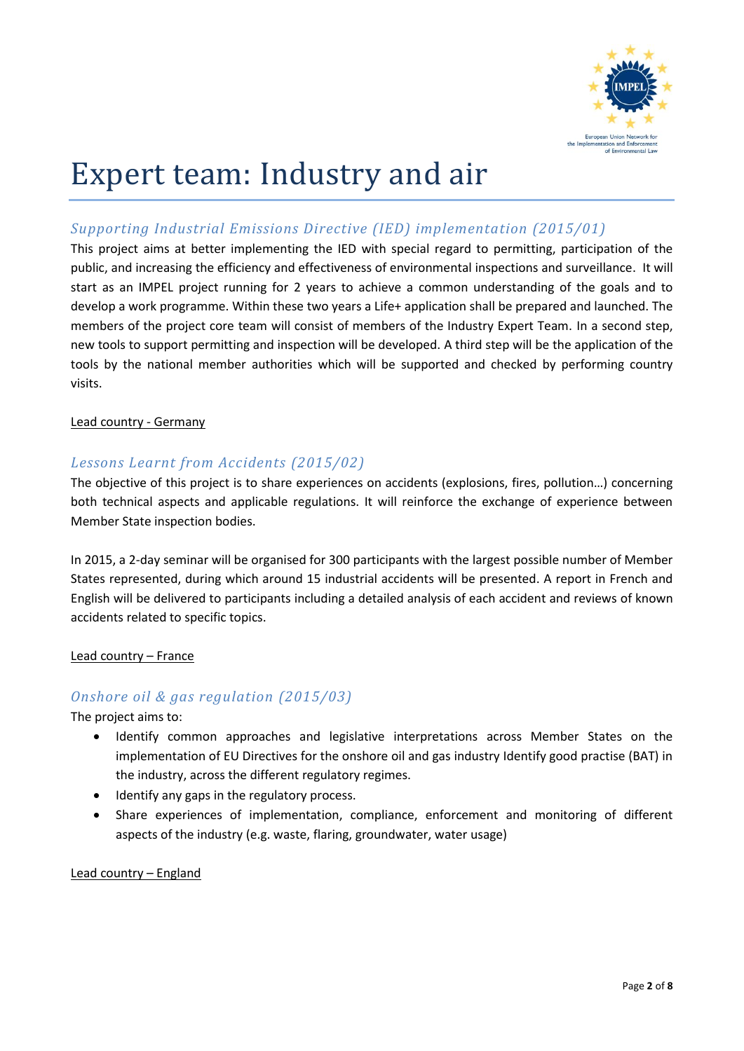# Expert team: Industry and air

## *Supporting Industrial Emissions Directive (IED) implementation (2015/01)*

This project aims at better implementing the IED with special regard to permitting, participation of the public, and increasing the efficiency and effectiveness of environmental inspections and surveillance. It will start as an IMPEL project running for 2 years to achieve a common understanding of the goals and to develop a work programme. Within these two years a Life+ application shall be prepared and launched. The members of the project core team will consist of members of the Industry Expert Team. In a second step, new tools to support permitting and inspection will be developed. A third step will be the application of the tools by the national member authorities which will be supported and checked by performing country visits.

Lead country - Germany

## *Lessons Learnt from Accidents (2015/02)*

The objective of this project is to share experiences on accidents (explosions, fires, pollution…) concerning both technical aspects and applicable regulations. It will reinforce the exchange of experience between Member State inspection bodies.

In 2015, a 2-day seminar will be organised for 300 participants with the largest possible number of Member States represented, during which around 15 industrial accidents will be presented. A report in French and English will be delivered to participants including a detailed analysis of each accident and reviews of known accidents related to specific topics.

Lead country – France

## *Onshore oil & gas regulation (2015/03)*

The project aims to:

- Identify common approaches and legislative interpretations across Member States on the implementation of EU Directives for the onshore oil and gas industry Identify good practise (BAT) in the industry, across the different regulatory regimes.
- Identify any gaps in the regulatory process.
- Share experiences of implementation, compliance, enforcement and monitoring of different aspects of the industry (e.g. waste, flaring, groundwater, water usage)

Lead country – England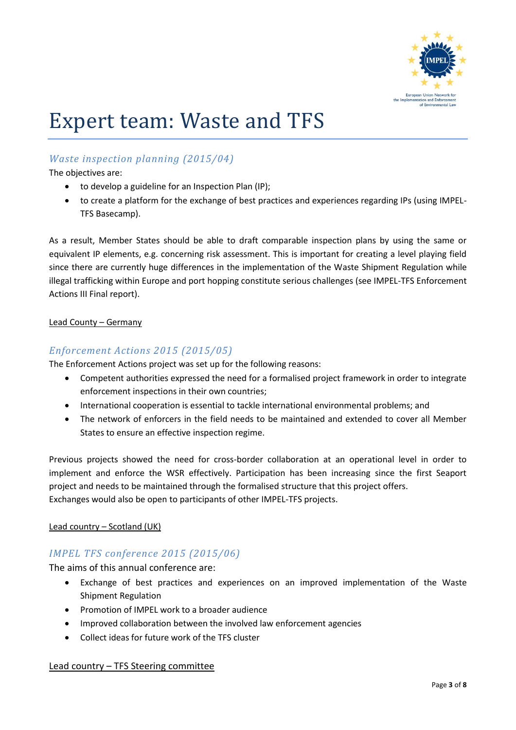# Expert team: Waste and TFS

## *Waste inspection planning (2015/04)*

The objectives are:

- to develop a guideline for an Inspection Plan (IP);
- to create a platform for the exchange of best practices and experiences regarding IPs (using IMPEL-TFS Basecamp).

As a result, Member States should be able to draft comparable inspection plans by using the same or equivalent IP elements, e.g. concerning risk assessment. This is important for creating a level playing field since there are currently huge differences in the implementation of the Waste Shipment Regulation while illegal trafficking within Europe and port hopping constitute serious challenges (see IMPEL-TFS Enforcement Actions III Final report).

Lead County – Germany

## *Enforcement Actions 2015 (2015/05)*

The Enforcement Actions project was set up for the following reasons:

- Competent authorities expressed the need for a formalised project framework in order to integrate enforcement inspections in their own countries;
- International cooperation is essential to tackle international environmental problems; and
- The network of enforcers in the field needs to be maintained and extended to cover all Member States to ensure an effective inspection regime.

Previous projects showed the need for cross-border collaboration at an operational level in order to implement and enforce the WSR effectively. Participation has been increasing since the first Seaport project and needs to be maintained through the formalised structure that this project offers.
Exchanges would also be open to participants of other IMPEL-TFS projects.

Lead country – Scotland (UK)

## *IMPEL TFS conference 2015 (2015/06)*

The aims of this annual conference are:

- Exchange of best practices and experiences on an improved implementation of the Waste Shipment Regulation
- Promotion of IMPEL work to a broader audience
- Improved collaboration between the involved law enforcement agencies
- Collect ideas for future work of the TFS cluster

Lead country – TFS Steering committee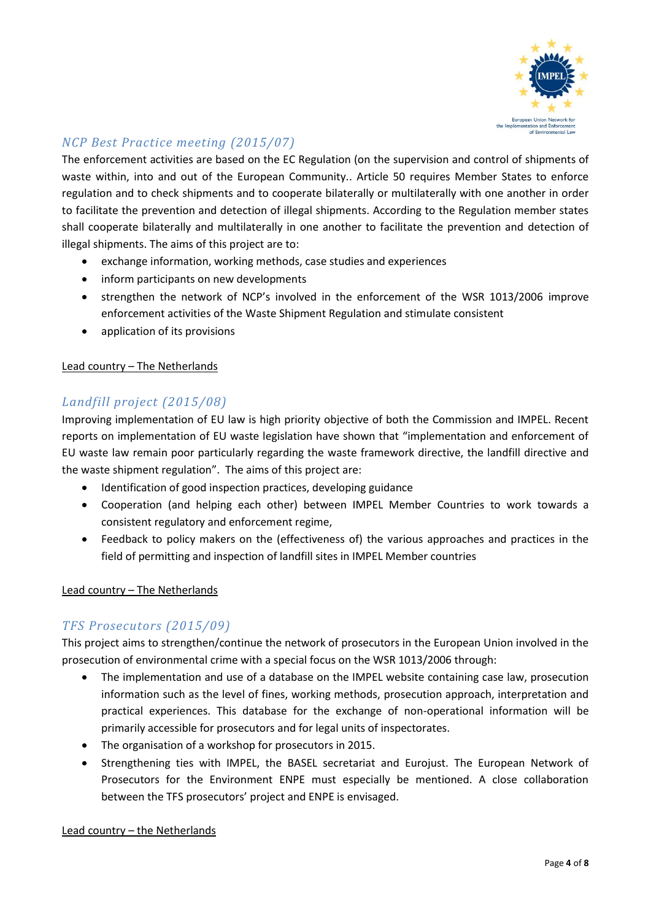## *NCP Best Practice meeting (2015/07)*

The enforcement activities are based on the EC Regulation (on the supervision and control of shipments of waste within, into and out of the European Community.. Article 50 requires Member States to enforce regulation and to check shipments and to cooperate bilaterally or multilaterally with one another in order to facilitate the prevention and detection of illegal shipments. According to the Regulation member states shall cooperate bilaterally and multilaterally in one another to facilitate the prevention and detection of illegal shipments. The aims of this project are to:

- exchange information, working methods, case studies and experiences
- inform participants on new developments
- strengthen the network of NCP's involved in the enforcement of the WSR 1013/2006 improve enforcement activities of the Waste Shipment Regulation and stimulate consistent
- application of its provisions

<u>Lead country – The Netherlands</u>

## *Landfill project (2015/08)*

Improving implementation of EU law is high priority objective of both the Commission and IMPEL. Recent reports on implementation of EU waste legislation have shown that "implementation and enforcement of EU waste law remain poor particularly regarding the waste framework directive, the landfill directive and the waste shipment regulation". The aims of this project are:

- Identification of good inspection practices, developing guidance
- Cooperation (and helping each other) between IMPEL Member Countries to work towards a consistent regulatory and enforcement regime,
- Feedback to policy makers on the (effectiveness of) the various approaches and practices in the field of permitting and inspection of landfill sites in IMPEL Member countries

<u>Lead country – The Netherlands</u>

## *TFS Prosecutors (2015/09)*

This project aims to strengthen/continue the network of prosecutors in the European Union involved in the prosecution of environmental crime with a special focus on the WSR 1013/2006 through:

- The implementation and use of a database on the IMPEL website containing case law, prosecution information such as the level of fines, working methods, prosecution approach, interpretation and practical experiences. This database for the exchange of non-operational information will be primarily accessible for prosecutors and for legal units of inspectorates.
- The organisation of a workshop for prosecutors in 2015.
- Strengthening ties with IMPEL, the BASEL secretariat and Eurojust. The European Network of Prosecutors for the Environment ENPE must especially be mentioned. A close collaboration between the TFS prosecutors' project and ENPE is envisaged.

<u>Lead country – the Netherlands</u>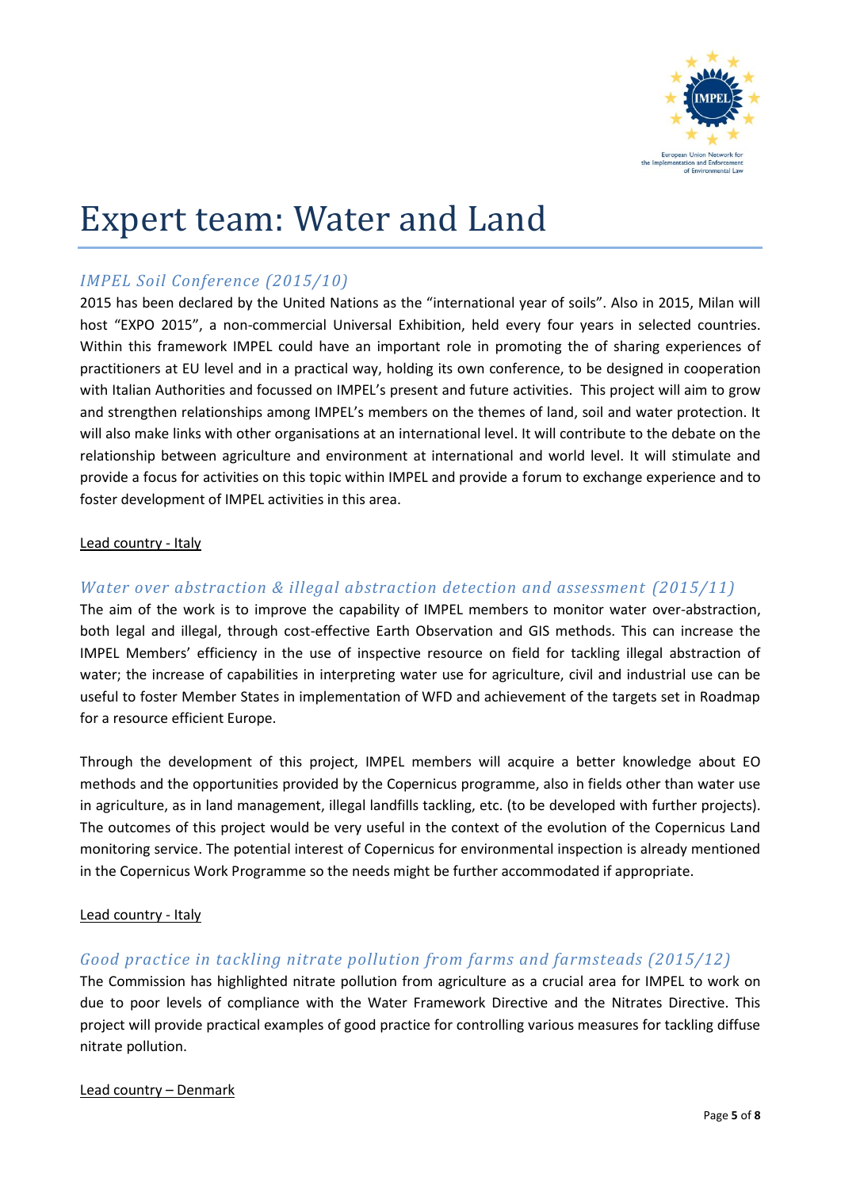# Expert team: Water and Land

## *IMPEL Soil Conference (2015/10)*

2015 has been declared by the United Nations as the "international year of soils". Also in 2015, Milan will host "EXPO 2015", a non-commercial Universal Exhibition, held every four years in selected countries. Within this framework IMPEL could have an important role in promoting the of sharing experiences of practitioners at EU level and in a practical way, holding its own conference, to be designed in cooperation with Italian Authorities and focussed on IMPEL's present and future activities. This project will aim to grow and strengthen relationships among IMPEL's members on the themes of land, soil and water protection. It will also make links with other organisations at an international level. It will contribute to the debate on the relationship between agriculture and environment at international and world level. It will stimulate and provide a focus for activities on this topic within IMPEL and provide a forum to exchange experience and to foster development of IMPEL activities in this area.

<u>Lead country - Italy</u>

## *Water over abstraction & illegal abstraction detection and assessment (2015/11)*

The aim of the work is to improve the capability of IMPEL members to monitor water over-abstraction, both legal and illegal, through cost-effective Earth Observation and GIS methods. This can increase the IMPEL Members' efficiency in the use of inspective resource on field for tackling illegal abstraction of water; the increase of capabilities in interpreting water use for agriculture, civil and industrial use can be useful to foster Member States in implementation of WFD and achievement of the targets set in Roadmap for a resource efficient Europe.

Through the development of this project, IMPEL members will acquire a better knowledge about EO methods and the opportunities provided by the Copernicus programme, also in fields other than water use in agriculture, as in land management, illegal landfills tackling, etc. (to be developed with further projects). The outcomes of this project would be very useful in the context of the evolution of the Copernicus Land monitoring service. The potential interest of Copernicus for environmental inspection is already mentioned in the Copernicus Work Programme so the needs might be further accommodated if appropriate.

<u>Lead country - Italy</u>

## *Good practice in tackling nitrate pollution from farms and farmsteads (2015/12)*

The Commission has highlighted nitrate pollution from agriculture as a crucial area for IMPEL to work on due to poor levels of compliance with the Water Framework Directive and the Nitrates Directive. This project will provide practical examples of good practice for controlling various measures for tackling diffuse nitrate pollution.

<u>Lead country – Denmark</u>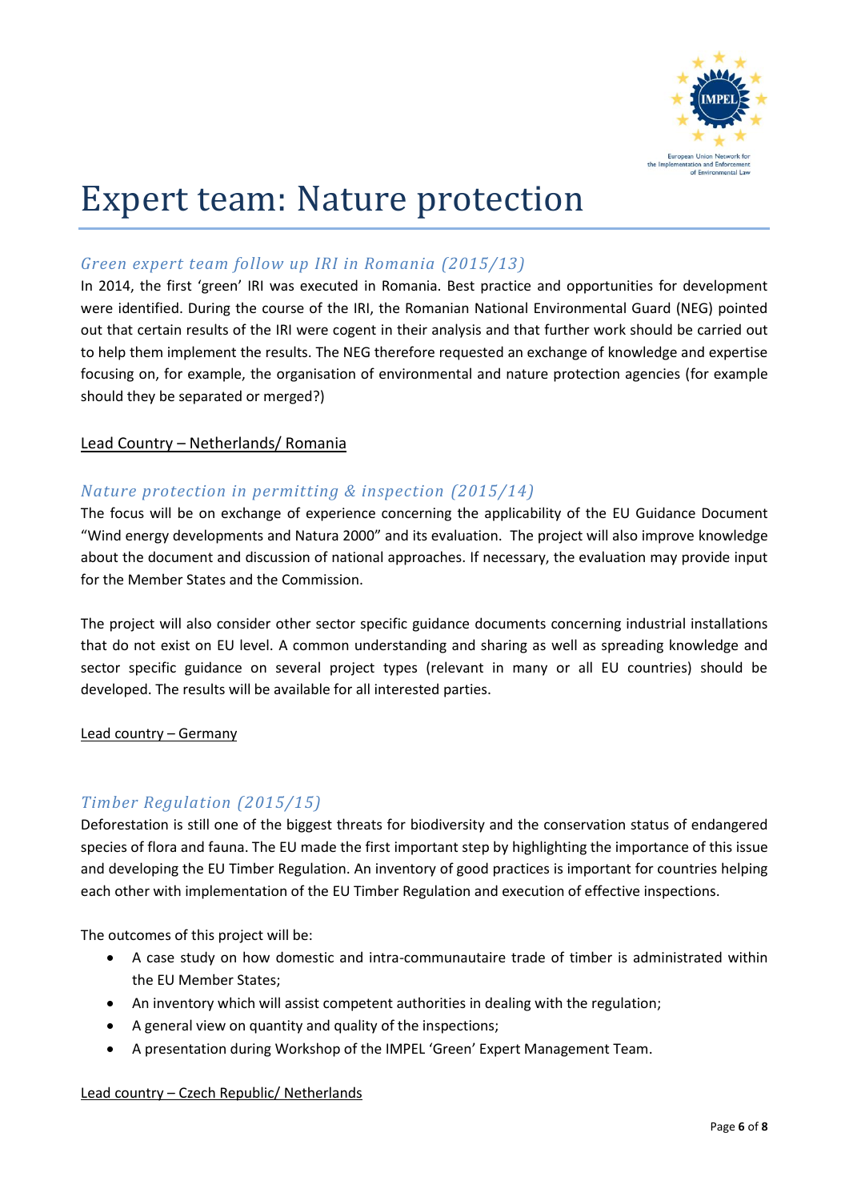# Expert team: Nature protection

## *Green expert team follow up IRI in Romania (2015/13)*

In 2014, the first 'green' IRI was executed in Romania. Best practice and opportunities for development were identified. During the course of the IRI, the Romanian National Environmental Guard (NEG) pointed out that certain results of the IRI were cogent in their analysis and that further work should be carried out to help them implement the results. The NEG therefore requested an exchange of knowledge and expertise focusing on, for example, the organisation of environmental and nature protection agencies (for example should they be separated or merged?)

Lead Country – Netherlands/ Romania

## *Nature protection in permitting & inspection (2015/14)*

The focus will be on exchange of experience concerning the applicability of the EU Guidance Document "Wind energy developments and Natura 2000" and its evaluation. The project will also improve knowledge about the document and discussion of national approaches. If necessary, the evaluation may provide input for the Member States and the Commission.

The project will also consider other sector specific guidance documents concerning industrial installations that do not exist on EU level. A common understanding and sharing as well as spreading knowledge and sector specific guidance on several project types (relevant in many or all EU countries) should be developed. The results will be available for all interested parties.

Lead country – Germany

## *Timber Regulation (2015/15)*

Deforestation is still one of the biggest threats for biodiversity and the conservation status of endangered species of flora and fauna. The EU made the first important step by highlighting the importance of this issue and developing the EU Timber Regulation. An inventory of good practices is important for countries helping each other with implementation of the EU Timber Regulation and execution of effective inspections.

The outcomes of this project will be:

- A case study on how domestic and intra-communautaire trade of timber is administrated within the EU Member States;
- An inventory which will assist competent authorities in dealing with the regulation;
- A general view on quantity and quality of the inspections;
- A presentation during Workshop of the IMPEL 'Green' Expert Management Team.

Lead country – Czech Republic/ Netherlands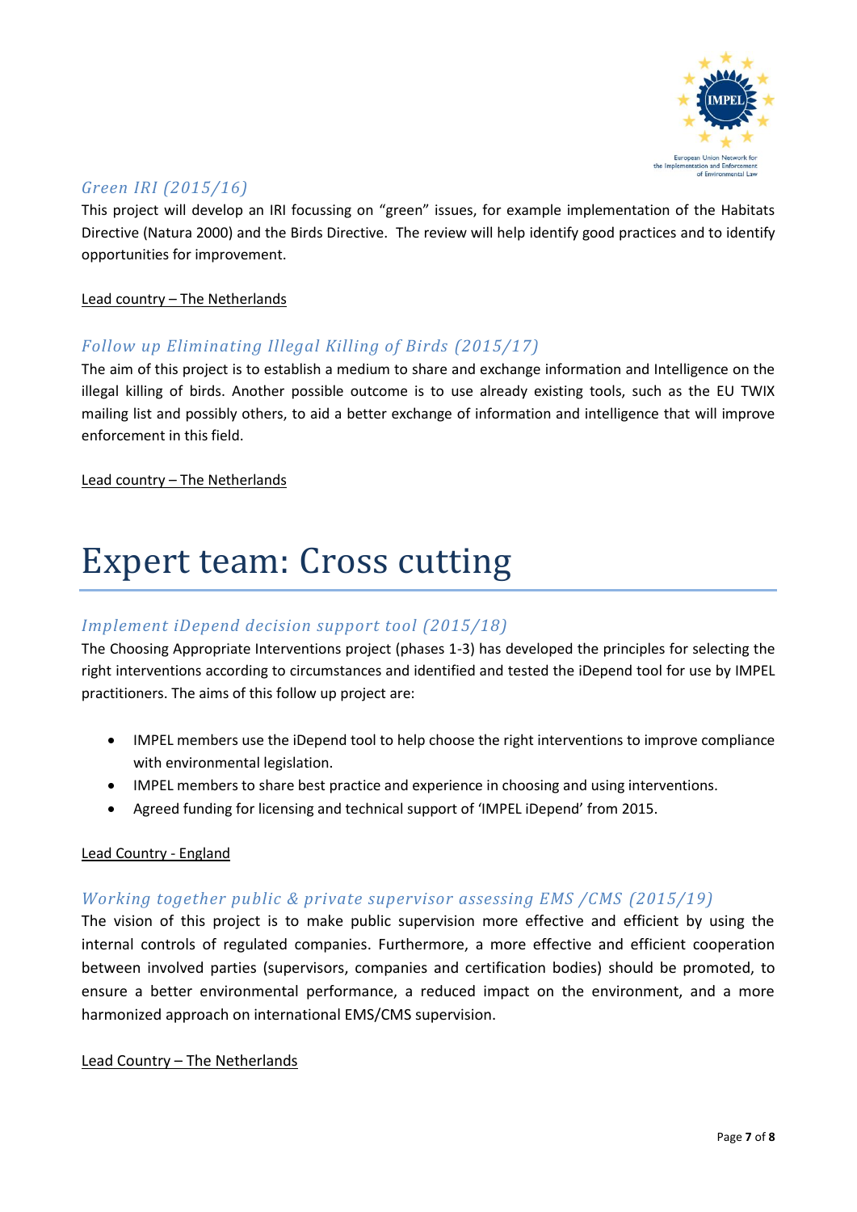### *Green IRI (2015/16)*

This project will develop an IRI focussing on "green" issues, for example implementation of the Habitats Directive (Natura 2000) and the Birds Directive. The review will help identify good practices and to identify opportunities for improvement.

Lead country – The Netherlands

### *Follow up Eliminating Illegal Killing of Birds (2015/17)*

The aim of this project is to establish a medium to share and exchange information and Intelligence on the illegal killing of birds. Another possible outcome is to use already existing tools, such as the EU TWIX mailing list and possibly others, to aid a better exchange of information and intelligence that will improve enforcement in this field.

Lead country – The Netherlands

# Expert team: Cross cutting

### *Implement iDepend decision support tool (2015/18)*

The Choosing Appropriate Interventions project (phases 1-3) has developed the principles for selecting the right interventions according to circumstances and identified and tested the iDepend tool for use by IMPEL practitioners. The aims of this follow up project are:

- IMPEL members use the iDepend tool to help choose the right interventions to improve compliance with environmental legislation.
- IMPEL members to share best practice and experience in choosing and using interventions.
- Agreed funding for licensing and technical support of 'IMPEL iDepend' from 2015.

Lead Country - England

### *Working together public & private supervisor assessing EMS /CMS (2015/19)*

The vision of this project is to make public supervision more effective and efficient by using the internal controls of regulated companies. Furthermore, a more effective and efficient cooperation between involved parties (supervisors, companies and certification bodies) should be promoted, to ensure a better environmental performance, a reduced impact on the environment, and a more harmonized approach on international EMS/CMS supervision.

Lead Country – The Netherlands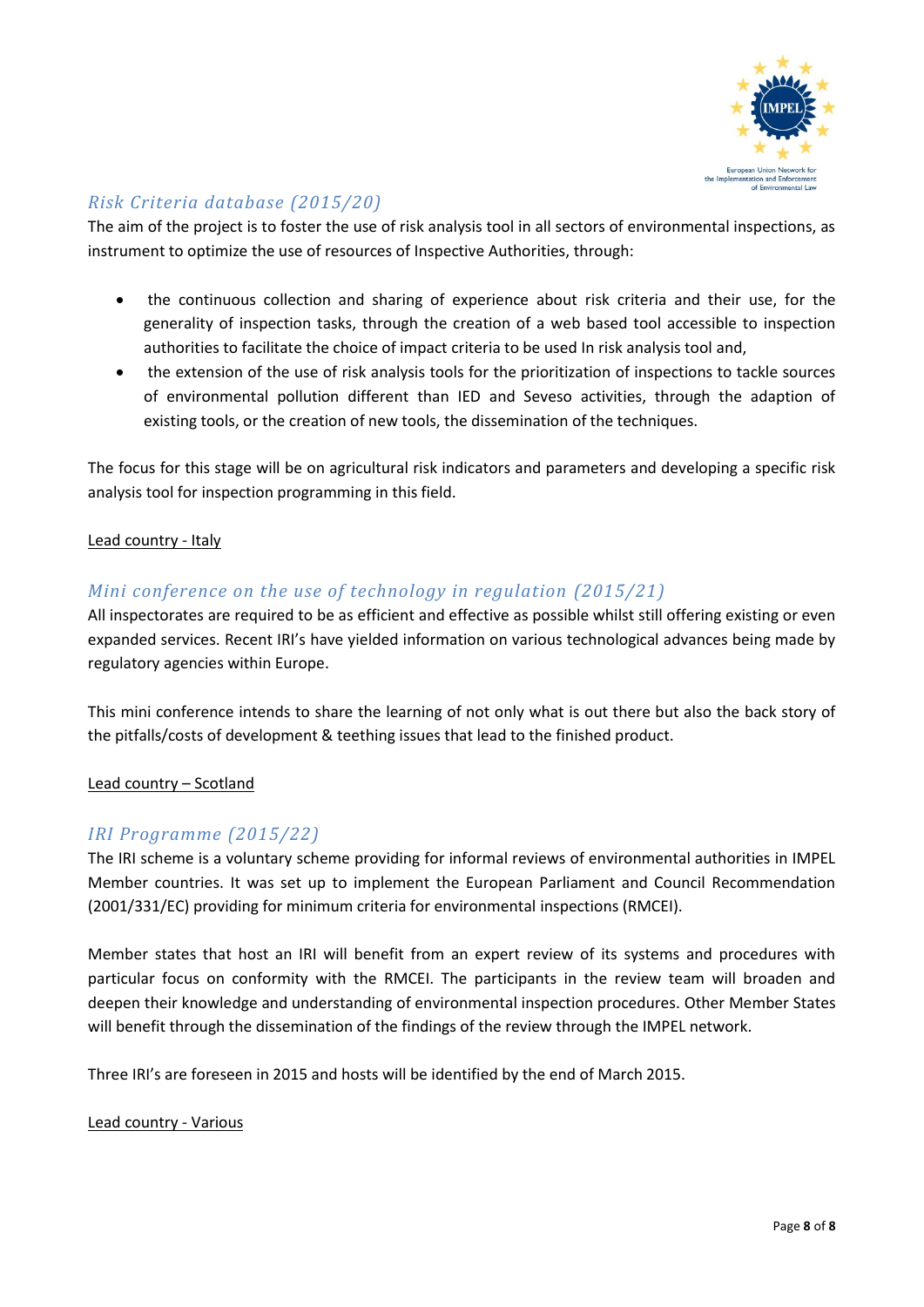## *Risk Criteria database (2015/20)*

The aim of the project is to foster the use of risk analysis tool in all sectors of environmental inspections, as instrument to optimize the use of resources of Inspective Authorities, through:

- the continuous collection and sharing of experience about risk criteria and their use, for the generality of inspection tasks, through the creation of a web based tool accessible to inspection authorities to facilitate the choice of impact criteria to be used In risk analysis tool and,
- the extension of the use of risk analysis tools for the prioritization of inspections to tackle sources of environmental pollution different than IED and Seveso activities, through the adaption of existing tools, or the creation of new tools, the dissemination of the techniques.

The focus for this stage will be on agricultural risk indicators and parameters and developing a specific risk analysis tool for inspection programming in this field.

Lead country - Italy

## *Mini conference on the use of technology in regulation (2015/21)*

All inspectorates are required to be as efficient and effective as possible whilst still offering existing or even expanded services. Recent IRI's have yielded information on various technological advances being made by regulatory agencies within Europe.

This mini conference intends to share the learning of not only what is out there but also the back story of the pitfalls/costs of development & teething issues that lead to the finished product.

Lead country – Scotland

## *IRI Programme (2015/22)*

The IRI scheme is a voluntary scheme providing for informal reviews of environmental authorities in IMPEL Member countries. It was set up to implement the European Parliament and Council Recommendation (2001/331/EC) providing for minimum criteria for environmental inspections (RMCEI).

Member states that host an IRI will benefit from an expert review of its systems and procedures with particular focus on conformity with the RMCEI. The participants in the review team will broaden and deepen their knowledge and understanding of environmental inspection procedures. Other Member States will benefit through the dissemination of the findings of the review through the IMPEL network.

Three IRI's are foreseen in 2015 and hosts will be identified by the end of March 2015.

Lead country - Various